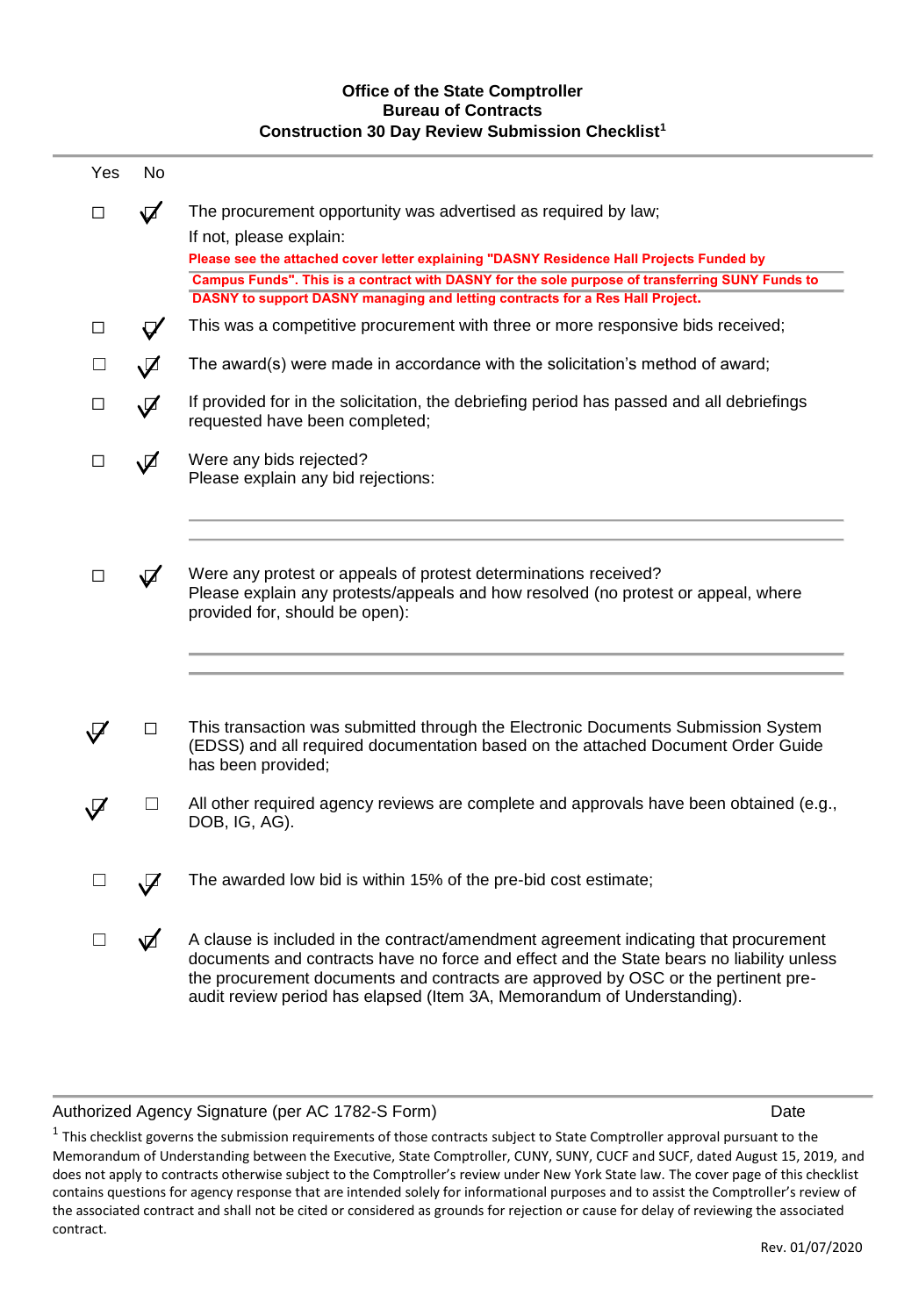**Office of the State Comptroller**
**Bureau of Contracts**
**Construction 30 Day Review Submission Checklist[1]**

| Yes | No | |
|---|---|---|
| ☐ | ☑ | The procurement opportunity was advertised as required by law; If not, please explain: **Please see the attached cover letter explaining "DASNY Residence Hall Projects Funded by Campus Funds". This is a contract with DASNY for the sole purpose of transferring SUNY Funds to DASNY to support DASNY managing and letting contracts for a Res Hall Project.** |
| ☐ | ☑ | This was a competitive procurement with three or more responsive bids received; |
| ☐ | ☑ | The award(s) were made in accordance with the solicitation's method of award; |
| ☐ | ☑ | If provided for in the solicitation, the debriefing period has passed and all debriefings requested have been completed; |
| ☐ | ☑ | Were any bids rejected? Please explain any bid rejections: |
| ☐ | ☑ | Were any protest or appeals of protest determinations received? Please explain any protests/appeals and how resolved (no protest or appeal, where provided for, should be open): |
| ☑ | ☐ | This transaction was submitted through the Electronic Documents Submission System (EDSS) and all required documentation based on the attached Document Order Guide has been provided; |
| ☑ | ☐ | All other required agency reviews are complete and approvals have been obtained (e.g., DOB, IG, AG). |
| ☐ | ☑ | The awarded low bid is within 15% of the pre-bid cost estimate; |
| ☐ | ☑ | A clause is included in the contract/amendment agreement indicating that procurement documents and contracts have no force and effect and the State bears no liability unless the procurement documents and contracts are approved by OSC or the pertinent pre-audit review period has elapsed (Item 3A, Memorandum of Understanding). |

Authorized Agency Signature (per AC 1782-S Form) Date

[1] This checklist governs the submission requirements of those contracts subject to State Comptroller approval pursuant to the Memorandum of Understanding between the Executive, State Comptroller, CUNY, SUNY, CUCF and SUCF, dated August 15, 2019, and does not apply to contracts otherwise subject to the Comptroller's review under New York State law. The cover page of this checklist contains questions for agency response that are intended solely for informational purposes and to assist the Comptroller's review of the associated contract and shall not be cited or considered as grounds for rejection or cause for delay of reviewing the associated contract.

Rev. 01/07/2020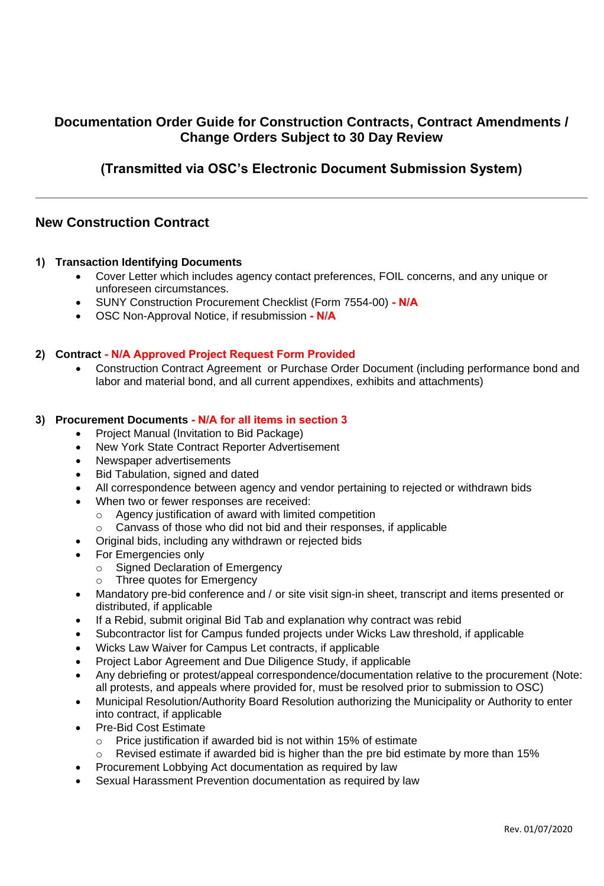# Documentation Order Guide for Construction Contracts, Contract Amendments / Change Orders Subject to 30 Day Review

## (Transmitted via OSC's Electronic Document Submission System)

---

## New Construction Contract

**1) Transaction Identifying Documents**

- Cover Letter which includes agency contact preferences, FOIL concerns, and any unique or unforeseen circumstances.
- SUNY Construction Procurement Checklist (Form 7554-00) **- N/A**
- OSC Non-Approval Notice, if resubmission **- N/A**

**2) Contract - N/A Approved Project Request Form Provided**

- Construction Contract Agreement or Purchase Order Document (including performance bond and labor and material bond, and all current appendixes, exhibits and attachments)

**3) Procurement Documents - N/A for all items in section 3**

- Project Manual (Invitation to Bid Package)
- New York State Contract Reporter Advertisement
- Newspaper advertisements
- Bid Tabulation, signed and dated
- All correspondence between agency and vendor pertaining to rejected or withdrawn bids
- When two or fewer responses are received:
  - Agency justification of award with limited competition
  - Canvass of those who did not bid and their responses, if applicable
- Original bids, including any withdrawn or rejected bids
- For Emergencies only
  - Signed Declaration of Emergency
  - Three quotes for Emergency
- Mandatory pre-bid conference and / or site visit sign-in sheet, transcript and items presented or distributed, if applicable
- If a Rebid, submit original Bid Tab and explanation why contract was rebid
- Subcontractor list for Campus funded projects under Wicks Law threshold, if applicable
- Wicks Law Waiver for Campus Let contracts, if applicable
- Project Labor Agreement and Due Diligence Study, if applicable
- Any debriefing or protest/appeal correspondence/documentation relative to the procurement (Note: all protests, and appeals where provided for, must be resolved prior to submission to OSC)
- Municipal Resolution/Authority Board Resolution authorizing the Municipality or Authority to enter into contract, if applicable
- Pre-Bid Cost Estimate
  - Price justification if awarded bid is not within 15% of estimate
  - Revised estimate if awarded bid is higher than the pre bid estimate by more than 15%
- Procurement Lobbying Act documentation as required by law
- Sexual Harassment Prevention documentation as required by law

Rev. 01/07/2020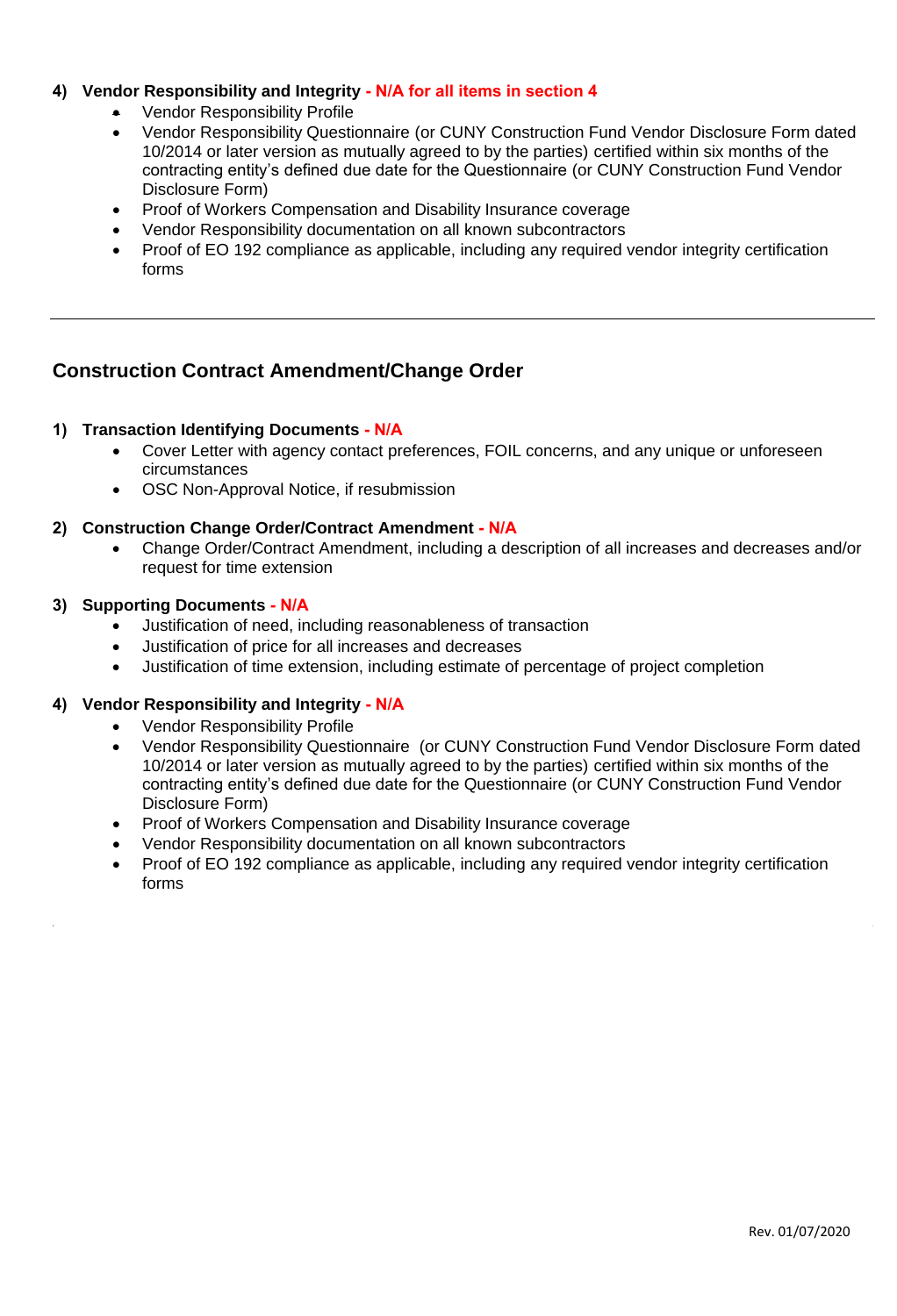4) **Vendor Responsibility and Integrity - N/A for all items in section 4**
   - Vendor Responsibility Profile
   - Vendor Responsibility Questionnaire (or CUNY Construction Fund Vendor Disclosure Form dated 10/2014 or later version as mutually agreed to by the parties) certified within six months of the contracting entity's defined due date for the Questionnaire (or CUNY Construction Fund Vendor Disclosure Form)
   - Proof of Workers Compensation and Disability Insurance coverage
   - Vendor Responsibility documentation on all known subcontractors
   - Proof of EO 192 compliance as applicable, including any required vendor integrity certification forms

---

## Construction Contract Amendment/Change Order

1) **Transaction Identifying Documents - N/A**
   - Cover Letter with agency contact preferences, FOIL concerns, and any unique or unforeseen circumstances
   - OSC Non-Approval Notice, if resubmission

2) **Construction Change Order/Contract Amendment - N/A**
   - Change Order/Contract Amendment, including a description of all increases and decreases and/or request for time extension

3) **Supporting Documents - N/A**
   - Justification of need, including reasonableness of transaction
   - Justification of price for all increases and decreases
   - Justification of time extension, including estimate of percentage of project completion

4) **Vendor Responsibility and Integrity - N/A**
   - Vendor Responsibility Profile
   - Vendor Responsibility Questionnaire (or CUNY Construction Fund Vendor Disclosure Form dated 10/2014 or later version as mutually agreed to by the parties) certified within six months of the contracting entity's defined due date for the Questionnaire (or CUNY Construction Fund Vendor Disclosure Form)
   - Proof of Workers Compensation and Disability Insurance coverage
   - Vendor Responsibility documentation on all known subcontractors
   - Proof of EO 192 compliance as applicable, including any required vendor integrity certification forms

Rev. 01/07/2020